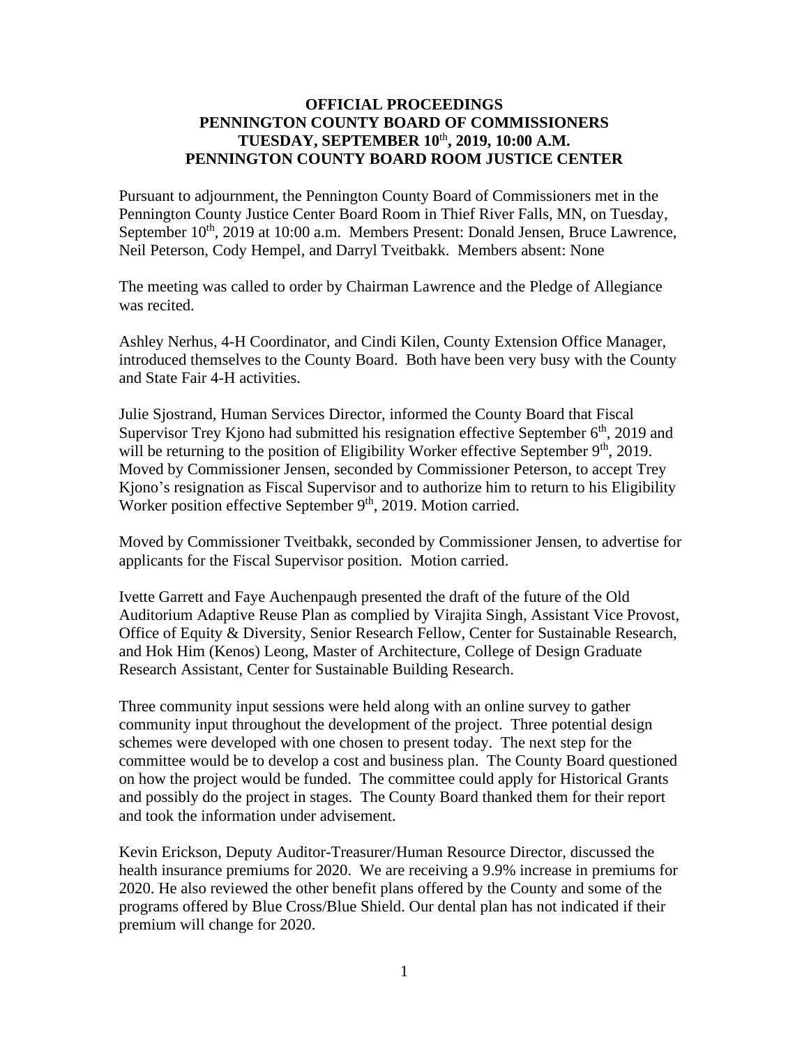# OFFICIAL PROCEEDINGS
# PENNINGTON COUNTY BOARD OF COMMISSIONERS
# TUESDAY, SEPTEMBER 10th, 2019, 10:00 A.M.
# PENNINGTON COUNTY BOARD ROOM JUSTICE CENTER

Pursuant to adjournment, the Pennington County Board of Commissioners met in the Pennington County Justice Center Board Room in Thief River Falls, MN, on Tuesday, September 10th, 2019 at 10:00 a.m. Members Present: Donald Jensen, Bruce Lawrence, Neil Peterson, Cody Hempel, and Darryl Tveitbakk. Members absent: None

The meeting was called to order by Chairman Lawrence and the Pledge of Allegiance was recited.

Ashley Nerhus, 4-H Coordinator, and Cindi Kilen, County Extension Office Manager, introduced themselves to the County Board. Both have been very busy with the County and State Fair 4-H activities.

Julie Sjostrand, Human Services Director, informed the County Board that Fiscal Supervisor Trey Kjono had submitted his resignation effective September 6th, 2019 and will be returning to the position of Eligibility Worker effective September 9th, 2019. Moved by Commissioner Jensen, seconded by Commissioner Peterson, to accept Trey Kjono's resignation as Fiscal Supervisor and to authorize him to return to his Eligibility Worker position effective September 9th, 2019. Motion carried.

Moved by Commissioner Tveitbakk, seconded by Commissioner Jensen, to advertise for applicants for the Fiscal Supervisor position. Motion carried.

Ivette Garrett and Faye Auchenpaugh presented the draft of the future of the Old Auditorium Adaptive Reuse Plan as complied by Virajita Singh, Assistant Vice Provost, Office of Equity & Diversity, Senior Research Fellow, Center for Sustainable Research, and Hok Him (Kenos) Leong, Master of Architecture, College of Design Graduate Research Assistant, Center for Sustainable Building Research.

Three community input sessions were held along with an online survey to gather community input throughout the development of the project. Three potential design schemes were developed with one chosen to present today. The next step for the committee would be to develop a cost and business plan. The County Board questioned on how the project would be funded. The committee could apply for Historical Grants and possibly do the project in stages. The County Board thanked them for their report and took the information under advisement.

Kevin Erickson, Deputy Auditor-Treasurer/Human Resource Director, discussed the health insurance premiums for 2020. We are receiving a 9.9% increase in premiums for 2020. He also reviewed the other benefit plans offered by the County and some of the programs offered by Blue Cross/Blue Shield. Our dental plan has not indicated if their premium will change for 2020.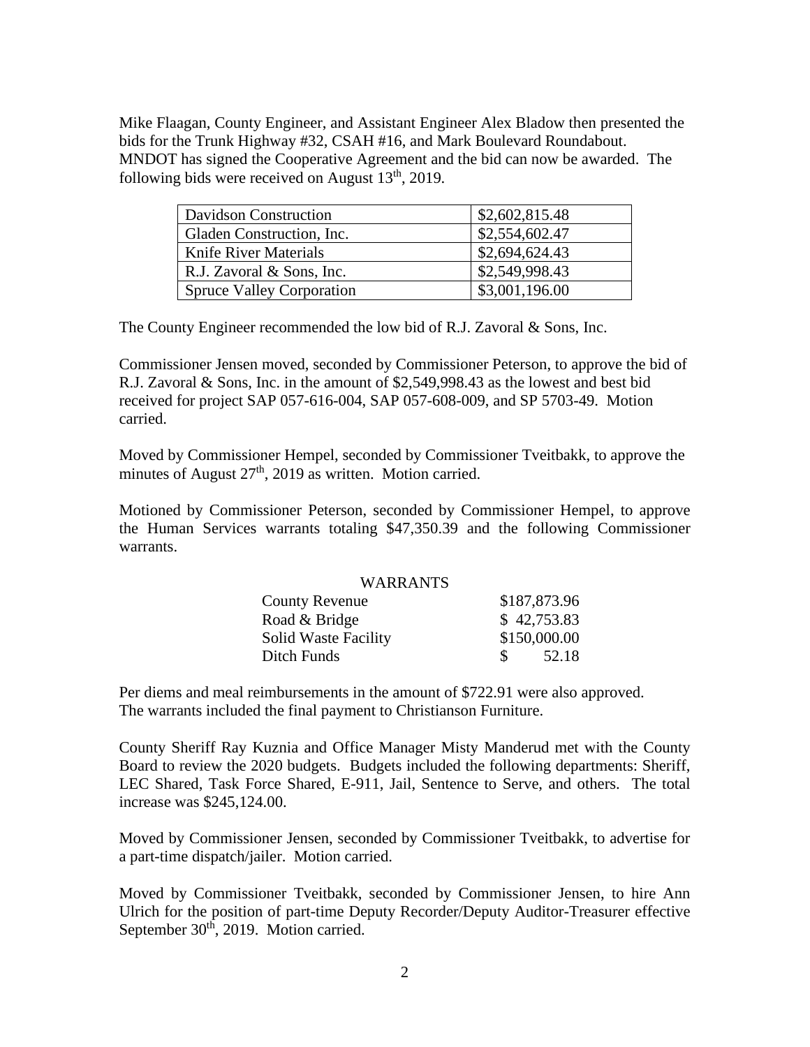Mike Flaagan, County Engineer, and Assistant Engineer Alex Bladow then presented the bids for the Trunk Highway #32, CSAH #16, and Mark Boulevard Roundabout. MNDOT has signed the Cooperative Agreement and the bid can now be awarded. The following bids were received on August 13th, 2019.

| | |
|---|---|
| Davidson Construction | $2,602,815.48 |
| Gladen Construction, Inc. | $2,554,602.47 |
| Knife River Materials | $2,694,624.43 |
| R.J. Zavoral & Sons, Inc. | $2,549,998.43 |
| Spruce Valley Corporation | $3,001,196.00 |

The County Engineer recommended the low bid of R.J. Zavoral & Sons, Inc.

Commissioner Jensen moved, seconded by Commissioner Peterson, to approve the bid of R.J. Zavoral & Sons, Inc. in the amount of $2,549,998.43 as the lowest and best bid received for project SAP 057-616-004, SAP 057-608-009, and SP 5703-49. Motion carried.

Moved by Commissioner Hempel, seconded by Commissioner Tveitbakk, to approve the minutes of August 27th, 2019 as written. Motion carried.

Motioned by Commissioner Peterson, seconded by Commissioner Hempel, to approve the Human Services warrants totaling $47,350.39 and the following Commissioner warrants.

| WARRANTS | |
|---|---|
| County Revenue | $187,873.96 |
| Road & Bridge | $ 42,753.83 |
| Solid Waste Facility | $150,000.00 |
| Ditch Funds | $ 52.18 |

Per diems and meal reimbursements in the amount of $722.91 were also approved. The warrants included the final payment to Christianson Furniture.

County Sheriff Ray Kuznia and Office Manager Misty Manderud met with the County Board to review the 2020 budgets. Budgets included the following departments: Sheriff, LEC Shared, Task Force Shared, E-911, Jail, Sentence to Serve, and others. The total increase was $245,124.00.

Moved by Commissioner Jensen, seconded by Commissioner Tveitbakk, to advertise for a part-time dispatch/jailer. Motion carried.

Moved by Commissioner Tveitbakk, seconded by Commissioner Jensen, to hire Ann Ulrich for the position of part-time Deputy Recorder/Deputy Auditor-Treasurer effective September 30th, 2019. Motion carried.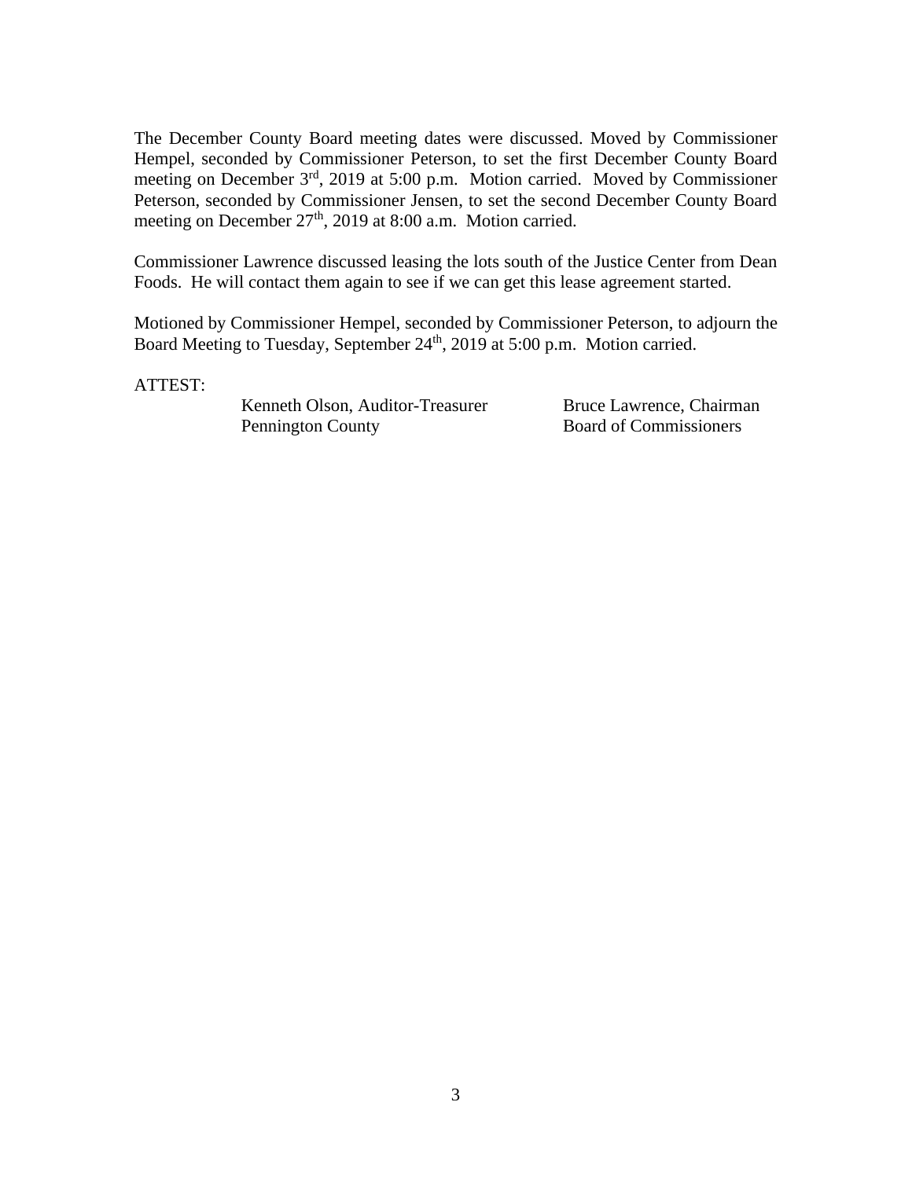The December County Board meeting dates were discussed. Moved by Commissioner Hempel, seconded by Commissioner Peterson, to set the first December County Board meeting on December 3rd, 2019 at 5:00 p.m. Motion carried. Moved by Commissioner Peterson, seconded by Commissioner Jensen, to set the second December County Board meeting on December 27th, 2019 at 8:00 a.m. Motion carried.

Commissioner Lawrence discussed leasing the lots south of the Justice Center from Dean Foods. He will contact them again to see if we can get this lease agreement started.

Motioned by Commissioner Hempel, seconded by Commissioner Peterson, to adjourn the Board Meeting to Tuesday, September 24th, 2019 at 5:00 p.m. Motion carried.

ATTEST:

Kenneth Olson, Auditor-Treasurer
Pennington County

Bruce Lawrence, Chairman
Board of Commissioners